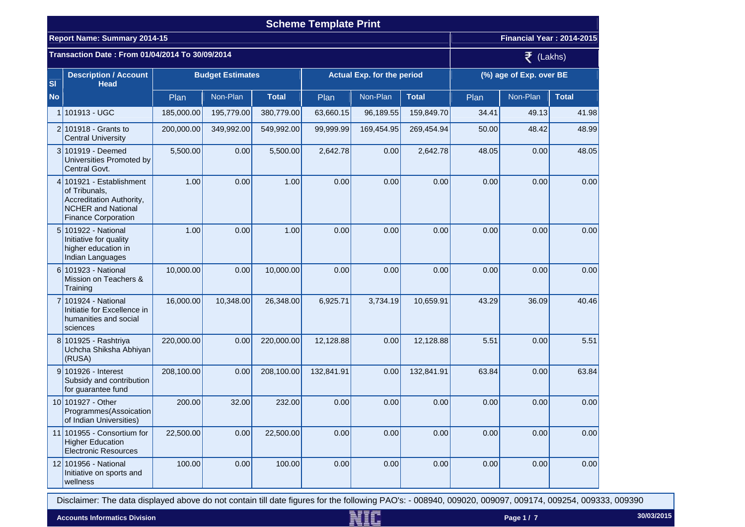# Scheme Template Print

**Report Name: Summary 2014-15**

**Financial Year : 2014-2015**

**Transaction Date : From 01/04/2014 To 30/09/2014**

₹ (Lakhs)

| Sl No | Description / Account Head | Budget Estimates | | | Actual Exp. for the period | | | (%) age of Exp. over BE | | |
|---|---|---|---|---|---|---|---|---|---|---|
| | | Plan | Non-Plan | Total | Plan | Non-Plan | Total | Plan | Non-Plan | Total |
| 1 | 101913 - UGC | 185,000.00 | 195,779.00 | 380,779.00 | 63,660.15 | 96,189.55 | 159,849.70 | 34.41 | 49.13 | 41.98 |
| 2 | 101918 - Grants to Central University | 200,000.00 | 349,992.00 | 549,992.00 | 99,999.99 | 169,454.95 | 269,454.94 | 50.00 | 48.42 | 48.99 |
| 3 | 101919 - Deemed Universities Promoted by Central Govt. | 5,500.00 | 0.00 | 5,500.00 | 2,642.78 | 0.00 | 2,642.78 | 48.05 | 0.00 | 48.05 |
| 4 | 101921 - Establishment of Tribunals, Accreditation Authority, NCHER and National Finance Corporation | 1.00 | 0.00 | 1.00 | 0.00 | 0.00 | 0.00 | 0.00 | 0.00 | 0.00 |
| 5 | 101922 - National Initiative for quality higher education in Indian Languages | 1.00 | 0.00 | 1.00 | 0.00 | 0.00 | 0.00 | 0.00 | 0.00 | 0.00 |
| 6 | 101923 - National Mission on Teachers & Training | 10,000.00 | 0.00 | 10,000.00 | 0.00 | 0.00 | 0.00 | 0.00 | 0.00 | 0.00 |
| 7 | 101924 - National Initiatie for Excellence in humanities and social sciences | 16,000.00 | 10,348.00 | 26,348.00 | 6,925.71 | 3,734.19 | 10,659.91 | 43.29 | 36.09 | 40.46 |
| 8 | 101925 - Rashtriya Uchcha Shiksha Abhiyan (RUSA) | 220,000.00 | 0.00 | 220,000.00 | 12,128.88 | 0.00 | 12,128.88 | 5.51 | 0.00 | 5.51 |
| 9 | 101926 - Interest Subsidy and contribution for guarantee fund | 208,100.00 | 0.00 | 208,100.00 | 132,841.91 | 0.00 | 132,841.91 | 63.84 | 0.00 | 63.84 |
| 10 | 101927 - Other Programmes(Assoication of Indian Universities) | 200.00 | 32.00 | 232.00 | 0.00 | 0.00 | 0.00 | 0.00 | 0.00 | 0.00 |
| 11 | 101955 - Consortium for Higher Education Electronic Resources | 22,500.00 | 0.00 | 22,500.00 | 0.00 | 0.00 | 0.00 | 0.00 | 0.00 | 0.00 |
| 12 | 101956 - National Initiative on sports and wellness | 100.00 | 0.00 | 100.00 | 0.00 | 0.00 | 0.00 | 0.00 | 0.00 | 0.00 |

Disclaimer: The data displayed above do not contain till date figures for the following PAO's: - 008940, 009020, 009097, 009174, 009254, 009333, 009390

Accounts Informatics Division

30/03/2015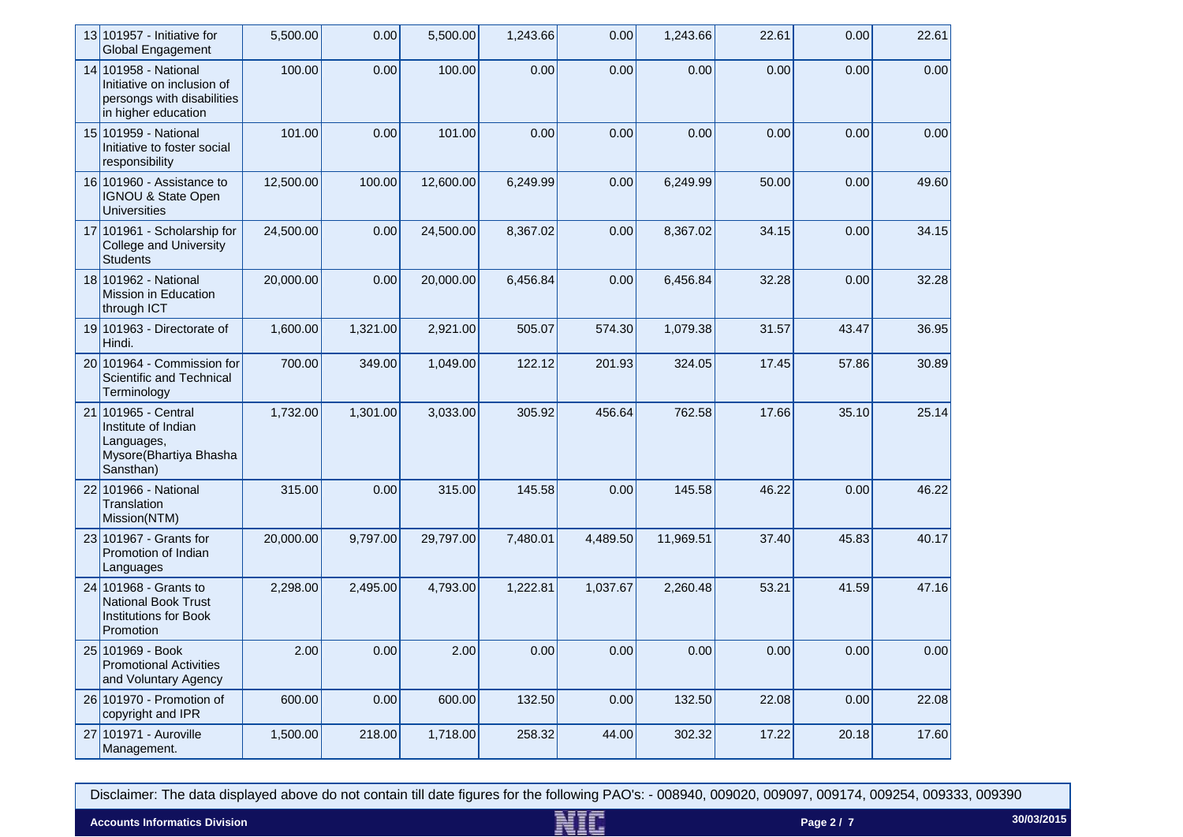| | | | | | | | | | | |
|---|---|---|---|---|---|---|---|---|---|---|
| 13 | 101957 - Initiative for Global Engagement | 5,500.00 | 0.00 | 5,500.00 | 1,243.66 | 0.00 | 1,243.66 | 22.61 | 0.00 | 22.61 |
| 14 | 101958 - National Initiative on inclusion of persongs with disabilities in higher education | 100.00 | 0.00 | 100.00 | 0.00 | 0.00 | 0.00 | 0.00 | 0.00 | 0.00 |
| 15 | 101959 - National Initiative to foster social responsibility | 101.00 | 0.00 | 101.00 | 0.00 | 0.00 | 0.00 | 0.00 | 0.00 | 0.00 |
| 16 | 101960 - Assistance to IGNOU & State Open Universities | 12,500.00 | 100.00 | 12,600.00 | 6,249.99 | 0.00 | 6,249.99 | 50.00 | 0.00 | 49.60 |
| 17 | 101961 - Scholarship for College and University Students | 24,500.00 | 0.00 | 24,500.00 | 8,367.02 | 0.00 | 8,367.02 | 34.15 | 0.00 | 34.15 |
| 18 | 101962 - National Mission in Education through ICT | 20,000.00 | 0.00 | 20,000.00 | 6,456.84 | 0.00 | 6,456.84 | 32.28 | 0.00 | 32.28 |
| 19 | 101963 - Directorate of Hindi. | 1,600.00 | 1,321.00 | 2,921.00 | 505.07 | 574.30 | 1,079.38 | 31.57 | 43.47 | 36.95 |
| 20 | 101964 - Commission for Scientific and Technical Terminology | 700.00 | 349.00 | 1,049.00 | 122.12 | 201.93 | 324.05 | 17.45 | 57.86 | 30.89 |
| 21 | 101965 - Central Institute of Indian Languages, Mysore(Bhartiya Bhasha Sansthan) | 1,732.00 | 1,301.00 | 3,033.00 | 305.92 | 456.64 | 762.58 | 17.66 | 35.10 | 25.14 |
| 22 | 101966 - National Translation Mission(NTM) | 315.00 | 0.00 | 315.00 | 145.58 | 0.00 | 145.58 | 46.22 | 0.00 | 46.22 |
| 23 | 101967 - Grants for Promotion of Indian Languages | 20,000.00 | 9,797.00 | 29,797.00 | 7,480.01 | 4,489.50 | 11,969.51 | 37.40 | 45.83 | 40.17 |
| 24 | 101968 - Grants to National Book Trust Institutions for Book Promotion | 2,298.00 | 2,495.00 | 4,793.00 | 1,222.81 | 1,037.67 | 2,260.48 | 53.21 | 41.59 | 47.16 |
| 25 | 101969 - Book Promotional Activities and Voluntary Agency | 2.00 | 0.00 | 2.00 | 0.00 | 0.00 | 0.00 | 0.00 | 0.00 | 0.00 |
| 26 | 101970 - Promotion of copyright and IPR | 600.00 | 0.00 | 600.00 | 132.50 | 0.00 | 132.50 | 22.08 | 0.00 | 22.08 |
| 27 | 101971 - Auroville Management. | 1,500.00 | 218.00 | 1,718.00 | 258.32 | 44.00 | 302.32 | 17.22 | 20.18 | 17.60 |

Disclaimer: The data displayed above do not contain till date figures for the following PAO's: - 008940, 009020, 009097, 009174, 009254, 009333, 009390

**Accounts Informatics Division** NIC 30/03/2015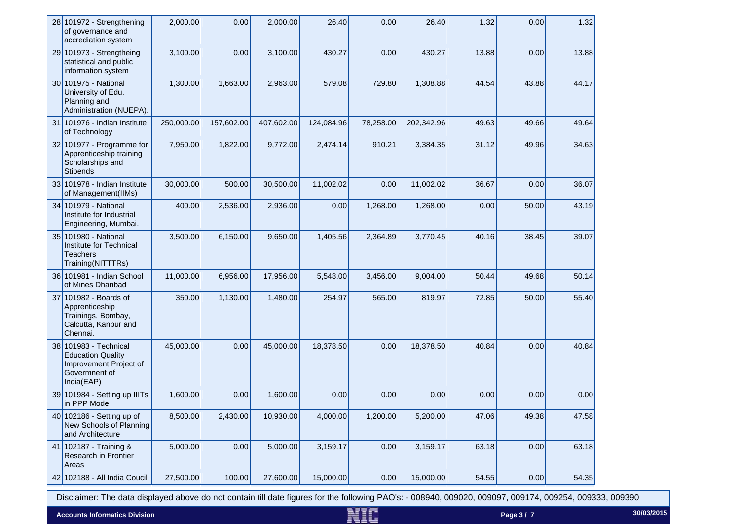| | | | | | | | | | | |
|---|---|---|---|---|---|---|---|---|---|---|
| 28 | 101972 - Strengthening of governance and accrediation system | 2,000.00 | 0.00 | 2,000.00 | 26.40 | 0.00 | 26.40 | 1.32 | 0.00 | 1.32 |
| 29 | 101973 - Strengtheing statistical and public information system | 3,100.00 | 0.00 | 3,100.00 | 430.27 | 0.00 | 430.27 | 13.88 | 0.00 | 13.88 |
| 30 | 101975 - National University of Edu. Planning and Administration (NUEPA). | 1,300.00 | 1,663.00 | 2,963.00 | 579.08 | 729.80 | 1,308.88 | 44.54 | 43.88 | 44.17 |
| 31 | 101976 - Indian Institute of Technology | 250,000.00 | 157,602.00 | 407,602.00 | 124,084.96 | 78,258.00 | 202,342.96 | 49.63 | 49.66 | 49.64 |
| 32 | 101977 - Programme for Apprenticeship training Scholarships and Stipends | 7,950.00 | 1,822.00 | 9,772.00 | 2,474.14 | 910.21 | 3,384.35 | 31.12 | 49.96 | 34.63 |
| 33 | 101978 - Indian Institute of Management(IIMs) | 30,000.00 | 500.00 | 30,500.00 | 11,002.02 | 0.00 | 11,002.02 | 36.67 | 0.00 | 36.07 |
| 34 | 101979 - National Institute for Industrial Engineering, Mumbai. | 400.00 | 2,536.00 | 2,936.00 | 0.00 | 1,268.00 | 1,268.00 | 0.00 | 50.00 | 43.19 |
| 35 | 101980 - National Institute for Technical Teachers Training(NITTTRs) | 3,500.00 | 6,150.00 | 9,650.00 | 1,405.56 | 2,364.89 | 3,770.45 | 40.16 | 38.45 | 39.07 |
| 36 | 101981 - Indian School of Mines Dhanbad | 11,000.00 | 6,956.00 | 17,956.00 | 5,548.00 | 3,456.00 | 9,004.00 | 50.44 | 49.68 | 50.14 |
| 37 | 101982 - Boards of Apprenticeship Trainings, Bombay, Calcutta, Kanpur and Chennai. | 350.00 | 1,130.00 | 1,480.00 | 254.97 | 565.00 | 819.97 | 72.85 | 50.00 | 55.40 |
| 38 | 101983 - Technical Education Quality Improvement Project of Govermnent of India(EAP) | 45,000.00 | 0.00 | 45,000.00 | 18,378.50 | 0.00 | 18,378.50 | 40.84 | 0.00 | 40.84 |
| 39 | 101984 - Setting up IIITs in PPP Mode | 1,600.00 | 0.00 | 1,600.00 | 0.00 | 0.00 | 0.00 | 0.00 | 0.00 | 0.00 |
| 40 | 102186 - Setting up of New Schools of Planning and Architecture | 8,500.00 | 2,430.00 | 10,930.00 | 4,000.00 | 1,200.00 | 5,200.00 | 47.06 | 49.38 | 47.58 |
| 41 | 102187 - Training & Research in Frontier Areas | 5,000.00 | 0.00 | 5,000.00 | 3,159.17 | 0.00 | 3,159.17 | 63.18 | 0.00 | 63.18 |
| 42 | 102188 - All India Coucil | 27,500.00 | 100.00 | 27,600.00 | 15,000.00 | 0.00 | 15,000.00 | 54.55 | 0.00 | 54.35 |

Disclaimer: The data displayed above do not contain till date figures for the following PAO's: - 008940, 009020, 009097, 009174, 009254, 009333, 009390

Accounts Informatics Division

30/03/2015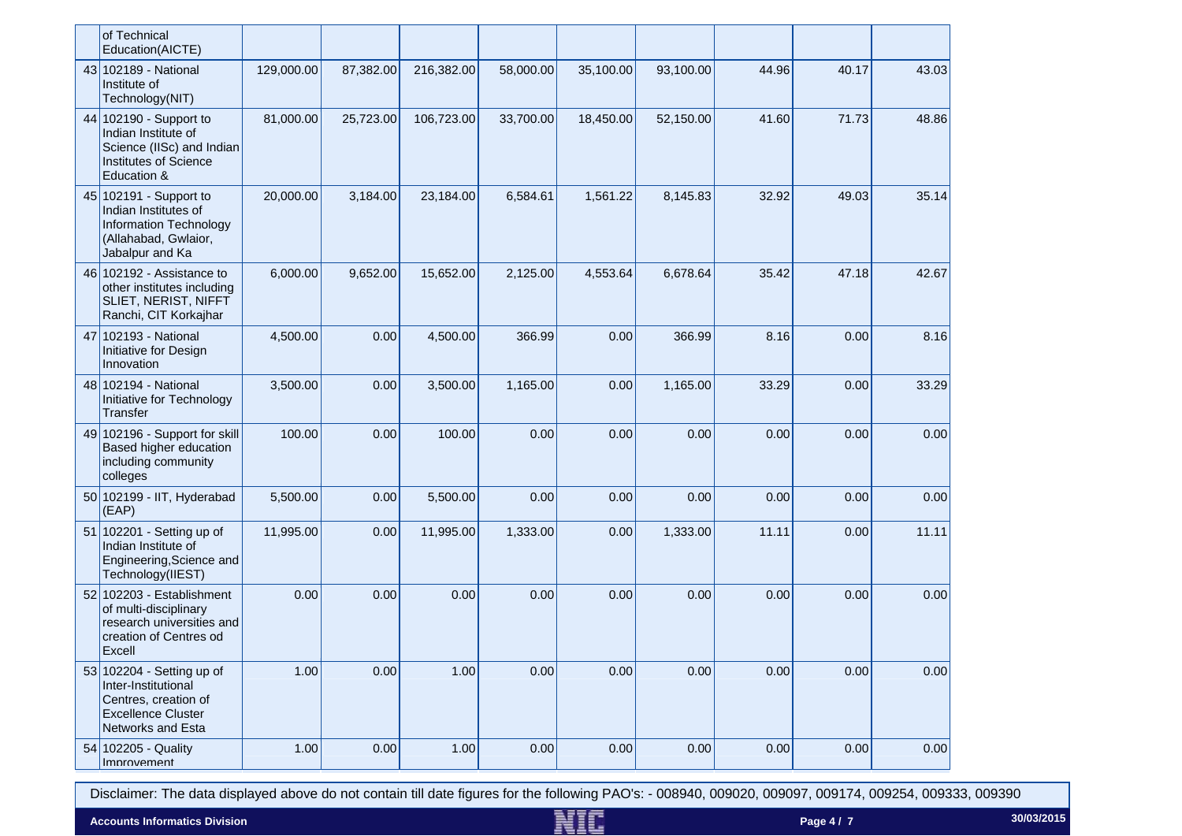| | of Technical Education(AICTE) | | | | | | | | | |
|---|---|---|---|---|---|---|---|---|---|---|
| 43 | 102189 - National Institute of Technology(NIT) | 129,000.00 | 87,382.00 | 216,382.00 | 58,000.00 | 35,100.00 | 93,100.00 | 44.96 | 40.17 | 43.03 |
| 44 | 102190 - Support to Indian Institute of Science (IISc) and Indian Institutes of Science Education & | 81,000.00 | 25,723.00 | 106,723.00 | 33,700.00 | 18,450.00 | 52,150.00 | 41.60 | 71.73 | 48.86 |
| 45 | 102191 - Support to Indian Institutes of Information Technology (Allahabad, Gwlaior, Jabalpur and Ka | 20,000.00 | 3,184.00 | 23,184.00 | 6,584.61 | 1,561.22 | 8,145.83 | 32.92 | 49.03 | 35.14 |
| 46 | 102192 - Assistance to other institutes including SLIET, NERIST, NIFFT Ranchi, CIT Korkajhar | 6,000.00 | 9,652.00 | 15,652.00 | 2,125.00 | 4,553.64 | 6,678.64 | 35.42 | 47.18 | 42.67 |
| 47 | 102193 - National Initiative for Design Innovation | 4,500.00 | 0.00 | 4,500.00 | 366.99 | 0.00 | 366.99 | 8.16 | 0.00 | 8.16 |
| 48 | 102194 - National Initiative for Technology Transfer | 3,500.00 | 0.00 | 3,500.00 | 1,165.00 | 0.00 | 1,165.00 | 33.29 | 0.00 | 33.29 |
| 49 | 102196 - Support for skill Based higher education including community colleges | 100.00 | 0.00 | 100.00 | 0.00 | 0.00 | 0.00 | 0.00 | 0.00 | 0.00 |
| 50 | 102199 - IIT, Hyderabad (EAP) | 5,500.00 | 0.00 | 5,500.00 | 0.00 | 0.00 | 0.00 | 0.00 | 0.00 | 0.00 |
| 51 | 102201 - Setting up of Indian Institute of Engineering,Science and Technology(IIEST) | 11,995.00 | 0.00 | 11,995.00 | 1,333.00 | 0.00 | 1,333.00 | 11.11 | 0.00 | 11.11 |
| 52 | 102203 - Establishment of multi-disciplinary research universities and creation of Centres od Excell | 0.00 | 0.00 | 0.00 | 0.00 | 0.00 | 0.00 | 0.00 | 0.00 | 0.00 |
| 53 | 102204 - Setting up of Inter-Institutional Centres, creation of Excellence Cluster Networks and Esta | 1.00 | 0.00 | 1.00 | 0.00 | 0.00 | 0.00 | 0.00 | 0.00 | 0.00 |
| 54 | 102205 - Quality Improvement | 1.00 | 0.00 | 1.00 | 0.00 | 0.00 | 0.00 | 0.00 | 0.00 | 0.00 |

Disclaimer: The data displayed above do not contain till date figures for the following PAO's: - 008940, 009020, 009097, 009174, 009254, 009333, 009390

**Accounts Informatics Division**

30/03/2015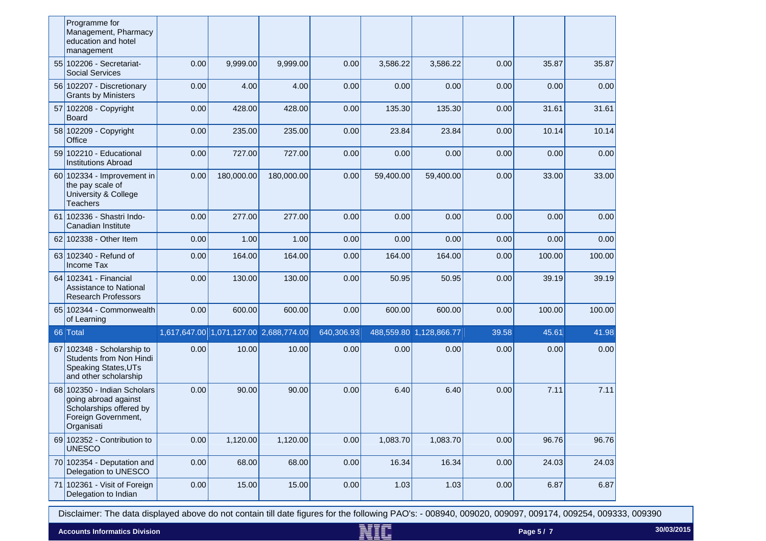| | Programme for Management, Pharmacy education and hotel management | | | | | | | | | |
|---|---|---|---|---|---|---|---|---|---|---|
| 55 | 102206 - Secretariat-Social Services | 0.00 | 9,999.00 | 9,999.00 | 0.00 | 3,586.22 | 3,586.22 | 0.00 | 35.87 | 35.87 |
| 56 | 102207 - Discretionary Grants by Ministers | 0.00 | 4.00 | 4.00 | 0.00 | 0.00 | 0.00 | 0.00 | 0.00 | 0.00 |
| 57 | 102208 - Copyright Board | 0.00 | 428.00 | 428.00 | 0.00 | 135.30 | 135.30 | 0.00 | 31.61 | 31.61 |
| 58 | 102209 - Copyright Office | 0.00 | 235.00 | 235.00 | 0.00 | 23.84 | 23.84 | 0.00 | 10.14 | 10.14 |
| 59 | 102210 - Educational Institutions Abroad | 0.00 | 727.00 | 727.00 | 0.00 | 0.00 | 0.00 | 0.00 | 0.00 | 0.00 |
| 60 | 102334 - Improvement in the pay scale of University & College Teachers | 0.00 | 180,000.00 | 180,000.00 | 0.00 | 59,400.00 | 59,400.00 | 0.00 | 33.00 | 33.00 |
| 61 | 102336 - Shastri Indo-Canadian Institute | 0.00 | 277.00 | 277.00 | 0.00 | 0.00 | 0.00 | 0.00 | 0.00 | 0.00 |
| 62 | 102338 - Other Item | 0.00 | 1.00 | 1.00 | 0.00 | 0.00 | 0.00 | 0.00 | 0.00 | 0.00 |
| 63 | 102340 - Refund of Income Tax | 0.00 | 164.00 | 164.00 | 0.00 | 164.00 | 164.00 | 0.00 | 100.00 | 100.00 |
| 64 | 102341 - Financial Assistance to National Research Professors | 0.00 | 130.00 | 130.00 | 0.00 | 50.95 | 50.95 | 0.00 | 39.19 | 39.19 |
| 65 | 102344 - Commonwealth of Learning | 0.00 | 600.00 | 600.00 | 0.00 | 600.00 | 600.00 | 0.00 | 100.00 | 100.00 |
| 66 | Total | 1,617,647.00 | 1,071,127.00 | 2,688,774.00 | 640,306.93 | 488,559.80 | 1,128,866.77 | 39.58 | 45.61 | 41.98 |
| 67 | 102348 - Scholarship to Students from Non Hindi Speaking States,UTs and other scholarship | 0.00 | 10.00 | 10.00 | 0.00 | 0.00 | 0.00 | 0.00 | 0.00 | 0.00 |
| 68 | 102350 - Indian Scholars going abroad against Scholarships offered by Foreign Government, Organisati | 0.00 | 90.00 | 90.00 | 0.00 | 6.40 | 6.40 | 0.00 | 7.11 | 7.11 |
| 69 | 102352 - Contribution to UNESCO | 0.00 | 1,120.00 | 1,120.00 | 0.00 | 1,083.70 | 1,083.70 | 0.00 | 96.76 | 96.76 |
| 70 | 102354 - Deputation and Delegation to UNESCO | 0.00 | 68.00 | 68.00 | 0.00 | 16.34 | 16.34 | 0.00 | 24.03 | 24.03 |
| 71 | 102361 - Visit of Foreign Delegation to Indian | 0.00 | 15.00 | 15.00 | 0.00 | 1.03 | 1.03 | 0.00 | 6.87 | 6.87 |

Disclaimer: The data displayed above do not contain till date figures for the following PAO's: - 008940, 009020, 009097, 009174, 009254, 009333, 009390

**Accounts Informatics Division** — 30/03/2015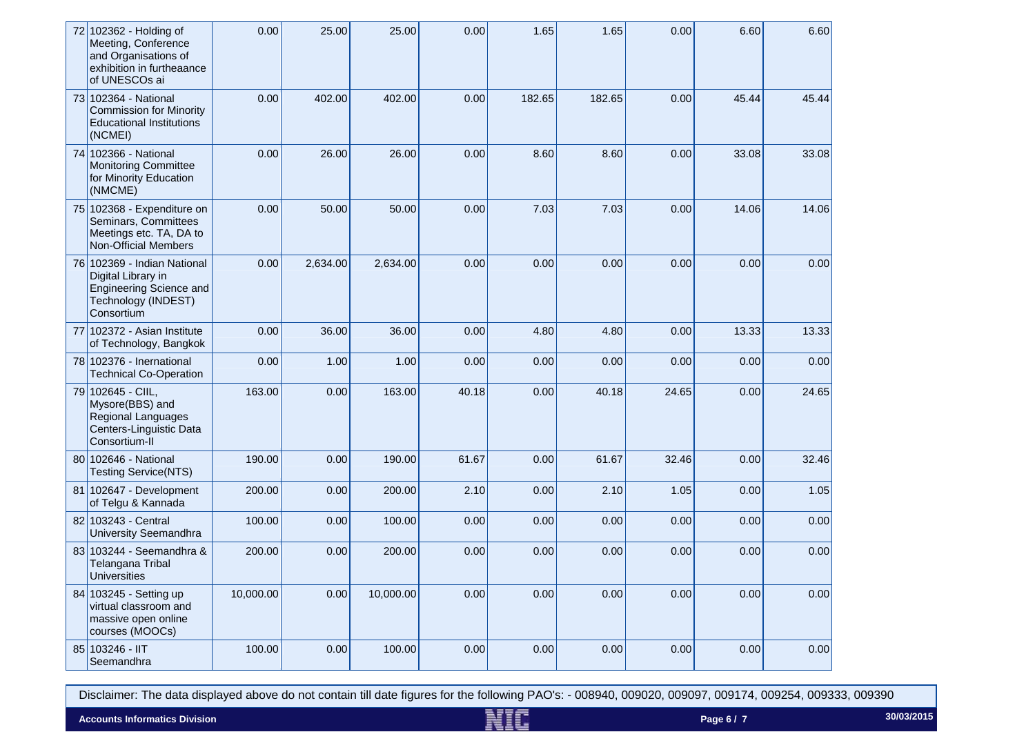| | | | | | | | | | | |
|---|---|---|---|---|---|---|---|---|---|---|
| 72 | 102362 - Holding of Meeting, Conference and Organisations of exhibition in furtheaance of UNESCOs ai | 0.00 | 25.00 | 25.00 | 0.00 | 1.65 | 1.65 | 0.00 | 6.60 | 6.60 |
| 73 | 102364 - National Commission for Minority Educational Institutions (NCMEI) | 0.00 | 402.00 | 402.00 | 0.00 | 182.65 | 182.65 | 0.00 | 45.44 | 45.44 |
| 74 | 102366 - National Monitoring Committee for Minority Education (NMCME) | 0.00 | 26.00 | 26.00 | 0.00 | 8.60 | 8.60 | 0.00 | 33.08 | 33.08 |
| 75 | 102368 - Expenditure on Seminars, Committees Meetings etc. TA, DA to Non-Official Members | 0.00 | 50.00 | 50.00 | 0.00 | 7.03 | 7.03 | 0.00 | 14.06 | 14.06 |
| 76 | 102369 - Indian National Digital Library in Engineering Science and Technology (INDEST) Consortium | 0.00 | 2,634.00 | 2,634.00 | 0.00 | 0.00 | 0.00 | 0.00 | 0.00 | 0.00 |
| 77 | 102372 - Asian Institute of Technology, Bangkok | 0.00 | 36.00 | 36.00 | 0.00 | 4.80 | 4.80 | 0.00 | 13.33 | 13.33 |
| 78 | 102376 - Inernational Technical Co-Operation | 0.00 | 1.00 | 1.00 | 0.00 | 0.00 | 0.00 | 0.00 | 0.00 | 0.00 |
| 79 | 102645 - CIIL, Mysore(BBS) and Regional Languages Centers-Linguistic Data Consortium-II | 163.00 | 0.00 | 163.00 | 40.18 | 0.00 | 40.18 | 24.65 | 0.00 | 24.65 |
| 80 | 102646 - National Testing Service(NTS) | 190.00 | 0.00 | 190.00 | 61.67 | 0.00 | 61.67 | 32.46 | 0.00 | 32.46 |
| 81 | 102647 - Development of Telgu & Kannada | 200.00 | 0.00 | 200.00 | 2.10 | 0.00 | 2.10 | 1.05 | 0.00 | 1.05 |
| 82 | 103243 - Central University Seemandhra | 100.00 | 0.00 | 100.00 | 0.00 | 0.00 | 0.00 | 0.00 | 0.00 | 0.00 |
| 83 | 103244 - Seemandhra & Telangana Tribal Universities | 200.00 | 0.00 | 200.00 | 0.00 | 0.00 | 0.00 | 0.00 | 0.00 | 0.00 |
| 84 | 103245 - Setting up virtual classroom and massive open online courses (MOOCs) | 10,000.00 | 0.00 | 10,000.00 | 0.00 | 0.00 | 0.00 | 0.00 | 0.00 | 0.00 |
| 85 | 103246 - IIT Seemandhra | 100.00 | 0.00 | 100.00 | 0.00 | 0.00 | 0.00 | 0.00 | 0.00 | 0.00 |

Disclaimer: The data displayed above do not contain till date figures for the following PAO's: - 008940, 009020, 009097, 009174, 009254, 009333, 009390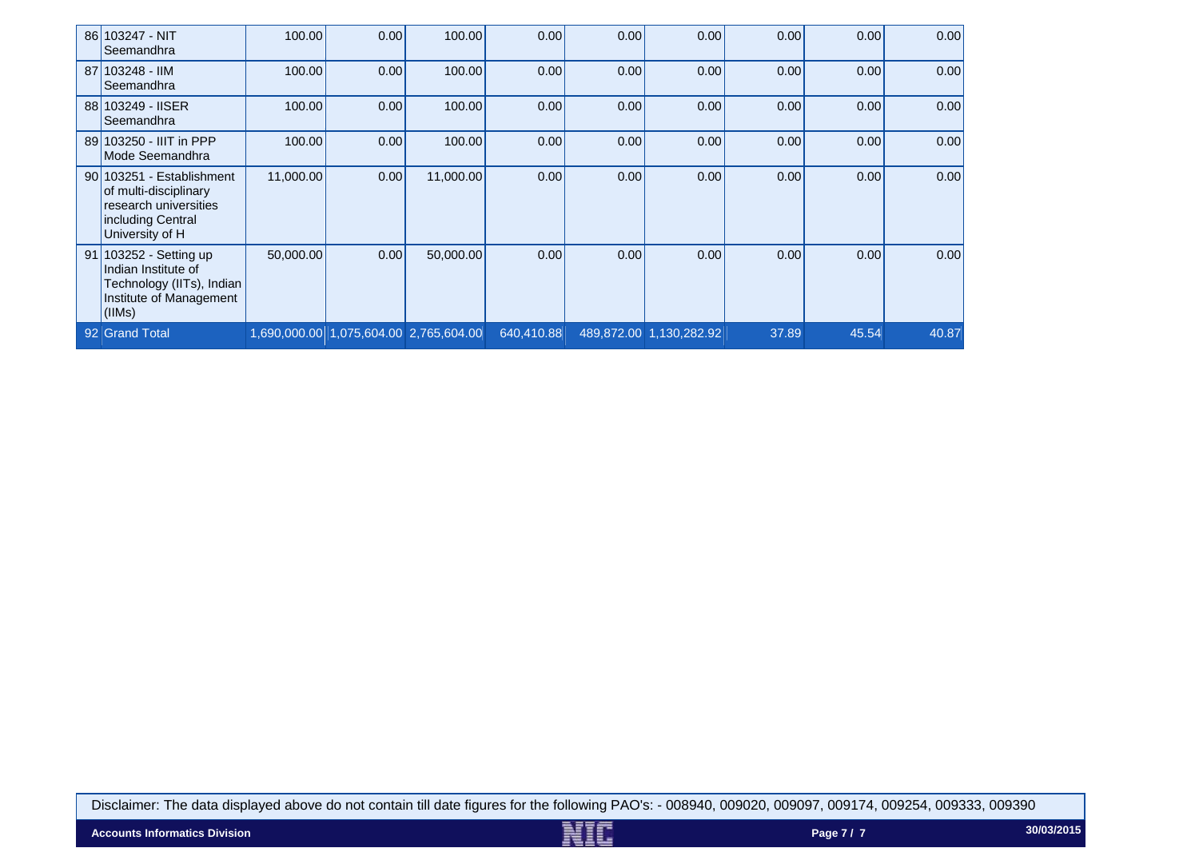| | | | | | | | | | | |
|---|---|---|---|---|---|---|---|---|---|---|
| 86 | 103247 - NIT Seemandhra | 100.00 | 0.00 | 100.00 | 0.00 | 0.00 | 0.00 | 0.00 | 0.00 | 0.00 |
| 87 | 103248 - IIM Seemandhra | 100.00 | 0.00 | 100.00 | 0.00 | 0.00 | 0.00 | 0.00 | 0.00 | 0.00 |
| 88 | 103249 - IISER Seemandhra | 100.00 | 0.00 | 100.00 | 0.00 | 0.00 | 0.00 | 0.00 | 0.00 | 0.00 |
| 89 | 103250 - IIIT in PPP Mode Seemandhra | 100.00 | 0.00 | 100.00 | 0.00 | 0.00 | 0.00 | 0.00 | 0.00 | 0.00 |
| 90 | 103251 - Establishment of multi-disciplinary research universities including Central University of H | 11,000.00 | 0.00 | 11,000.00 | 0.00 | 0.00 | 0.00 | 0.00 | 0.00 | 0.00 |
| 91 | 103252 - Setting up Indian Institute of Technology (IITs), Indian Institute of Management (IIMs) | 50,000.00 | 0.00 | 50,000.00 | 0.00 | 0.00 | 0.00 | 0.00 | 0.00 | 0.00 |
| 92 | Grand Total | 1,690,000.00 | 1,075,604.00 | 2,765,604.00 | 640,410.88 | 489,872.00 | 1,130,282.92 | 37.89 | 45.54 | 40.87 |

Disclaimer: The data displayed above do not contain till date figures for the following PAO's: - 008940, 009020, 009097, 009174, 009254, 009333, 009390

Accounts Informatics Division

30/03/2015